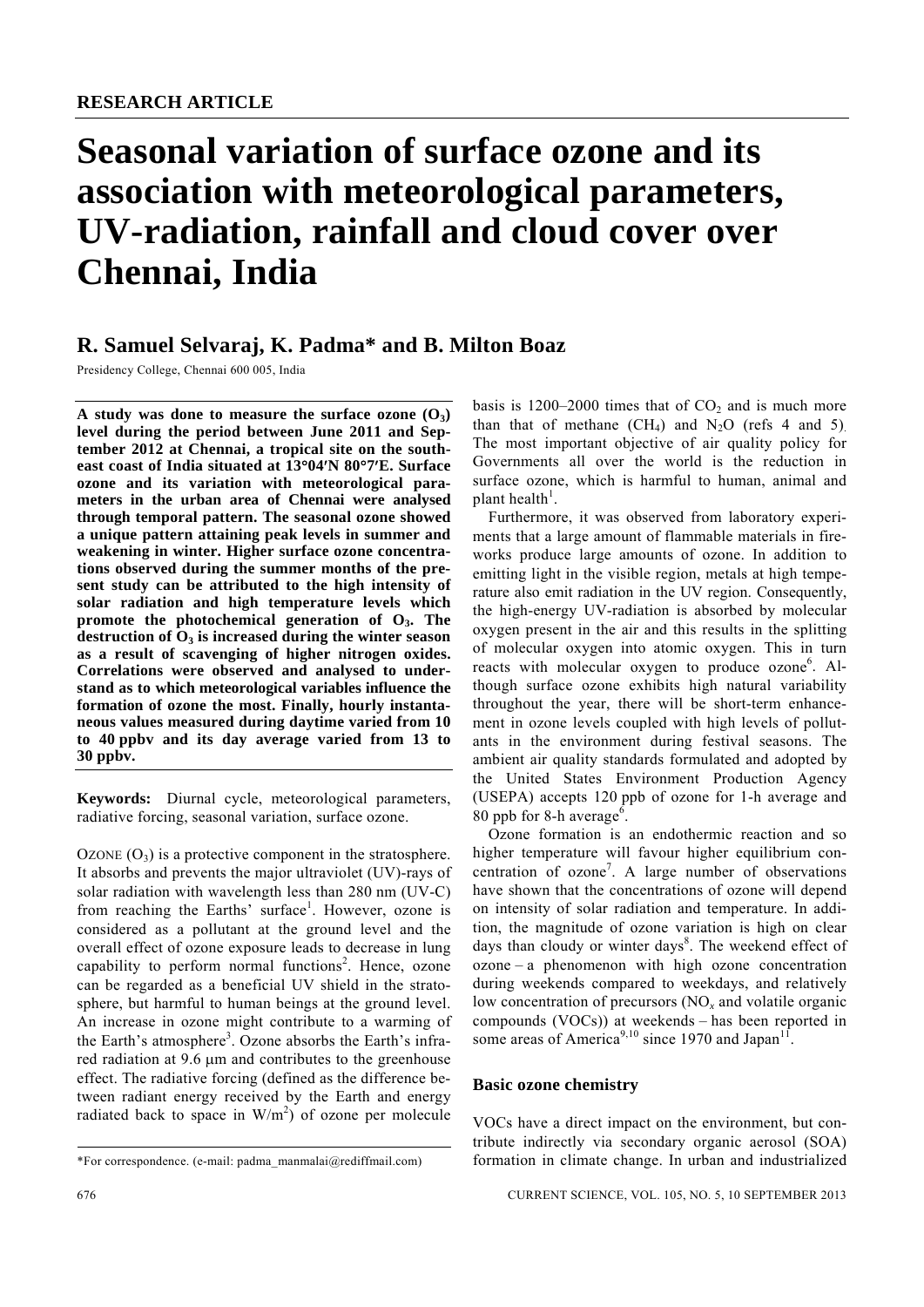**RESEARCH ARTICLE**

# Seasonal variation of surface ozone and its association with meteorological parameters, UV-radiation, rainfall and cloud cover over Chennai, India

## R. Samuel Selvaraj, K. Padma* and B. Milton Boaz

Presidency College, Chennai 600 005, India

**A study was done to measure the surface ozone ($O_3$) level during the period between June 2011 and September 2012 at Chennai, a tropical site on the south-east coast of India situated at 13°04′N 80°7′E. Surface ozone and its variation with meteorological parameters in the urban area of Chennai were analysed through temporal pattern. The seasonal ozone showed a unique pattern attaining peak levels in summer and weakening in winter. Higher surface ozone concentrations observed during the summer months of the present study can be attributed to the high intensity of solar radiation and high temperature levels which promote the photochemical generation of $O_3$. The destruction of $O_3$ is increased during the winter season as a result of scavenging of higher nitrogen oxides. Correlations were observed and analysed to understand as to which meteorological variables influence the formation of ozone the most. Finally, hourly instantaneous values measured during daytime varied from 10 to 40 ppbv and its day average varied from 13 to 30 ppbv.**

**Keywords:** Diurnal cycle, meteorological parameters, radiative forcing, seasonal variation, surface ozone.

OZONE ($O_3$) is a protective component in the stratosphere. It absorbs and prevents the major ultraviolet (UV)-rays of solar radiation with wavelength less than 280 nm (UV-C) from reaching the Earths' surface[1]. However, ozone is considered as a pollutant at the ground level and the overall effect of ozone exposure leads to decrease in lung capability to perform normal functions[2]. Hence, ozone can be regarded as a beneficial UV shield in the stratosphere, but harmful to human beings at the ground level. An increase in ozone might contribute to a warming of the Earth's atmosphere[3]. Ozone absorbs the Earth's infrared radiation at 9.6 μm and contributes to the greenhouse effect. The radiative forcing (defined as the difference between radiant energy received by the Earth and energy radiated back to space in $W/m^2$) of ozone per molecule basis is 1200–2000 times that of $CO_2$ and is much more than that of methane ($CH_4$) and $N_2O$ (refs 4 and 5). The most important objective of air quality policy for Governments all over the world is the reduction in surface ozone, which is harmful to human, animal and plant health[1].

Furthermore, it was observed from laboratory experiments that a large amount of flammable materials in fireworks produce large amounts of ozone. In addition to emitting light in the visible region, metals at high temperature also emit radiation in the UV region. Consequently, the high-energy UV-radiation is absorbed by molecular oxygen present in the air and this results in the splitting of molecular oxygen into atomic oxygen. This in turn reacts with molecular oxygen to produce ozone[6]. Although surface ozone exhibits high natural variability throughout the year, there will be short-term enhancement in ozone levels coupled with high levels of pollutants in the environment during festival seasons. The ambient air quality standards formulated and adopted by the United States Environment Production Agency (USEPA) accepts 120 ppb of ozone for 1-h average and 80 ppb for 8-h average[6].

Ozone formation is an endothermic reaction and so higher temperature will favour higher equilibrium concentration of ozone[7]. A large number of observations have shown that the concentrations of ozone will depend on intensity of solar radiation and temperature. In addition, the magnitude of ozone variation is high on clear days than cloudy or winter days[8]. The weekend effect of ozone – a phenomenon with high ozone concentration during weekends compared to weekdays, and relatively low concentration of precursors ($NO_x$ and volatile organic compounds (VOCs)) at weekends – has been reported in some areas of America[9,10] since 1970 and Japan[11].

### Basic ozone chemistry

VOCs have a direct impact on the environment, but contribute indirectly via secondary organic aerosol (SOA) formation in climate change. In urban and industrialized

*For correspondence. (e-mail: padma_manmalai@rediffmail.com)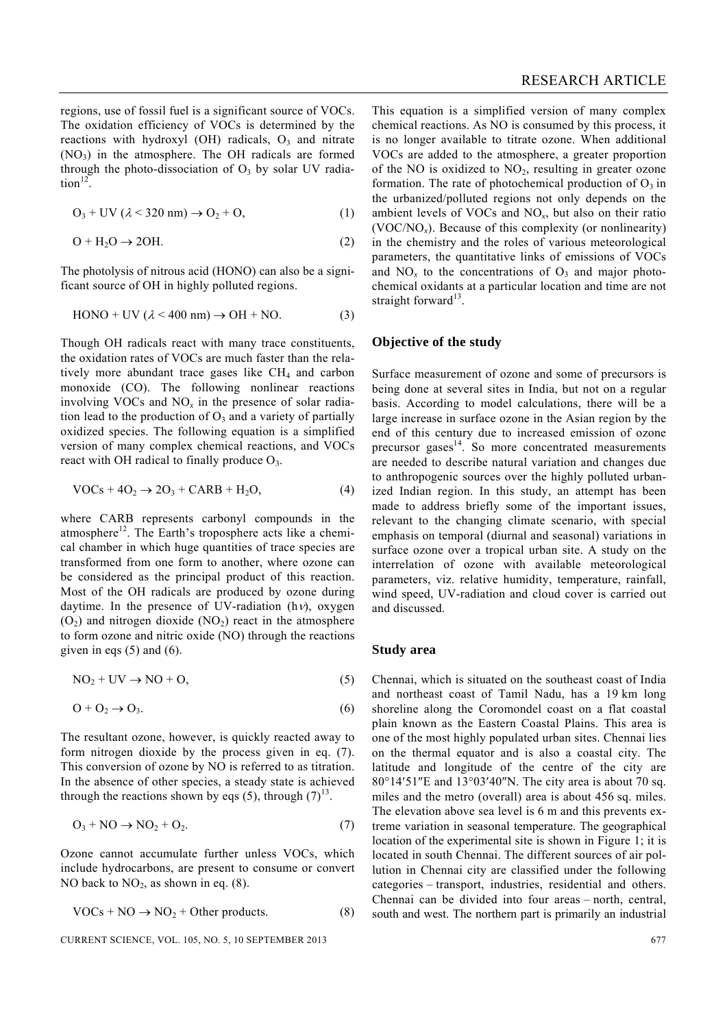regions, use of fossil fuel is a significant source of VOCs. The oxidation efficiency of VOCs is determined by the reactions with hydroxyl (OH) radicals, $O_3$ and nitrate ($NO_3$) in the atmosphere. The OH radicals are formed through the photo-dissociation of $O_3$ by solar UV radiation[12].

$$O_3 + UV\ (\lambda < 320\ nm) \rightarrow O_2 + O, \quad (1)$$

$$O + H_2O \rightarrow 2OH. \quad (2)$$

The photolysis of nitrous acid (HONO) can also be a significant source of OH in highly polluted regions.

$$HONO + UV\ (\lambda < 400\ nm) \rightarrow OH + NO. \quad (3)$$

Though OH radicals react with many trace constituents, the oxidation rates of VOCs are much faster than the relatively more abundant trace gases like $CH_4$ and carbon monoxide (CO). The following nonlinear reactions involving VOCs and $NO_x$ in the presence of solar radiation lead to the production of $O_3$ and a variety of partially oxidized species. The following equation is a simplified version of many complex chemical reactions, and VOCs react with OH radical to finally produce $O_3$.

$$VOCs + 4O_2 \rightarrow 2O_3 + CARB + H_2O, \quad (4)$$

where CARB represents carbonyl compounds in the atmosphere[12]. The Earth's troposphere acts like a chemical chamber in which huge quantities of trace species are transformed from one form to another, where ozone can be considered as the principal product of this reaction. Most of the OH radicals are produced by ozone during daytime. In the presence of UV-radiation ($h\nu$), oxygen ($O_2$) and nitrogen dioxide ($NO_2$) react in the atmosphere to form ozone and nitric oxide (NO) through the reactions given in eqs (5) and (6).

$$NO_2 + UV \rightarrow NO + O, \quad (5)$$

$$O + O_2 \rightarrow O_3. \quad (6)$$

The resultant ozone, however, is quickly reacted away to form nitrogen dioxide by the process given in eq. (7). This conversion of ozone by NO is referred to as titration. In the absence of other species, a steady state is achieved through the reactions shown by eqs (5), through (7)[13].

$$O_3 + NO \rightarrow NO_2 + O_2. \quad (7)$$

Ozone cannot accumulate further unless VOCs, which include hydrocarbons, are present to consume or convert NO back to $NO_2$, as shown in eq. (8).

$$VOCs + NO \rightarrow NO_2 + \text{Other products}. \quad (8)$$

This equation is a simplified version of many complex chemical reactions. As NO is consumed by this process, it is no longer available to titrate ozone. When additional VOCs are added to the atmosphere, a greater proportion of the NO is oxidized to $NO_2$, resulting in greater ozone formation. The rate of photochemical production of $O_3$ in the urbanized/polluted regions not only depends on the ambient levels of VOCs and $NO_x$, but also on their ratio ($VOC/NO_x$). Because of this complexity (or nonlinearity) in the chemistry and the roles of various meteorological parameters, the quantitative links of emissions of VOCs and $NO_x$ to the concentrations of $O_3$ and major photochemical oxidants at a particular location and time are not straight forward[13].

## Objective of the study

Surface measurement of ozone and some of precursors is being done at several sites in India, but not on a regular basis. According to model calculations, there will be a large increase in surface ozone in the Asian region by the end of this century due to increased emission of ozone precursor gases[14]. So more concentrated measurements are needed to describe natural variation and changes due to anthropogenic sources over the highly polluted urbanized Indian region. In this study, an attempt has been made to address briefly some of the important issues, relevant to the changing climate scenario, with special emphasis on temporal (diurnal and seasonal) variations in surface ozone over a tropical urban site. A study on the interrelation of ozone with available meteorological parameters, viz. relative humidity, temperature, rainfall, wind speed, UV-radiation and cloud cover is carried out and discussed.

## Study area

Chennai, which is situated on the southeast coast of India and northeast coast of Tamil Nadu, has a 19 km long shoreline along the Coromondel coast on a flat coastal plain known as the Eastern Coastal Plains. This area is one of the most highly populated urban sites. Chennai lies on the thermal equator and is also a coastal city. The latitude and longitude of the centre of the city are 80°14′51″E and 13°03′40″N. The city area is about 70 sq. miles and the metro (overall) area is about 456 sq. miles. The elevation above sea level is 6 m and this prevents extreme variation in seasonal temperature. The geographical location of the experimental site is shown in Figure 1; it is located in south Chennai. The different sources of air pollution in Chennai city are classified under the following categories – transport, industries, residential and others. Chennai can be divided into four areas – north, central, south and west. The northern part is primarily an industrial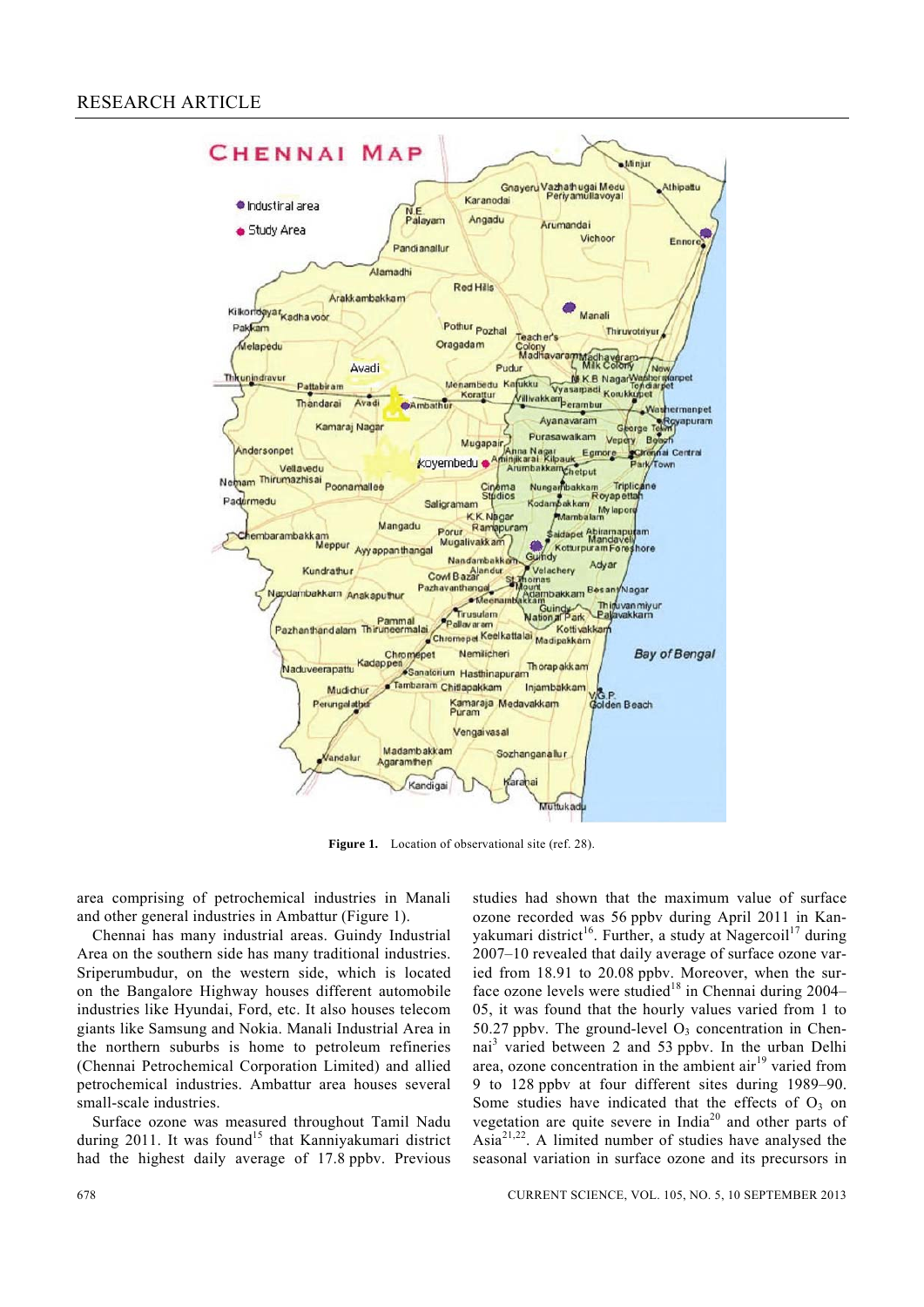**Figure 1.** Location of observational site (ref. 28).

area comprising of petrochemical industries in Manali and other general industries in Ambattur (Figure 1).

Chennai has many industrial areas. Guindy Industrial Area on the southern side has many traditional industries. Sriperumbudur, on the western side, which is located on the Bangalore Highway houses different automobile industries like Hyundai, Ford, etc. It also houses telecom giants like Samsung and Nokia. Manali Industrial Area in the northern suburbs is home to petroleum refineries (Chennai Petrochemical Corporation Limited) and allied petrochemical industries. Ambattur area houses several small-scale industries.

Surface ozone was measured throughout Tamil Nadu during 2011. It was found[15] that Kanniyakumari district had the highest daily average of 17.8 ppbv. Previous studies had shown that the maximum value of surface ozone recorded was 56 ppbv during April 2011 in Kanyakumari district[16]. Further, a study at Nagercoil[17] during 2007–10 revealed that daily average of surface ozone varied from 18.91 to 20.08 ppbv. Moreover, when the surface ozone levels were studied[18] in Chennai during 2004–05, it was found that the hourly values varied from 1 to 50.27 ppbv. The ground-level $O_3$ concentration in Chennai[3] varied between 2 and 53 ppbv. In the urban Delhi area, ozone concentration in the ambient air[19] varied from 9 to 128 ppbv at four different sites during 1989–90. Some studies have indicated that the effects of $O_3$ on vegetation are quite severe in India[20] and other parts of Asia[21,22]. A limited number of studies have analysed the seasonal variation in surface ozone and its precursors in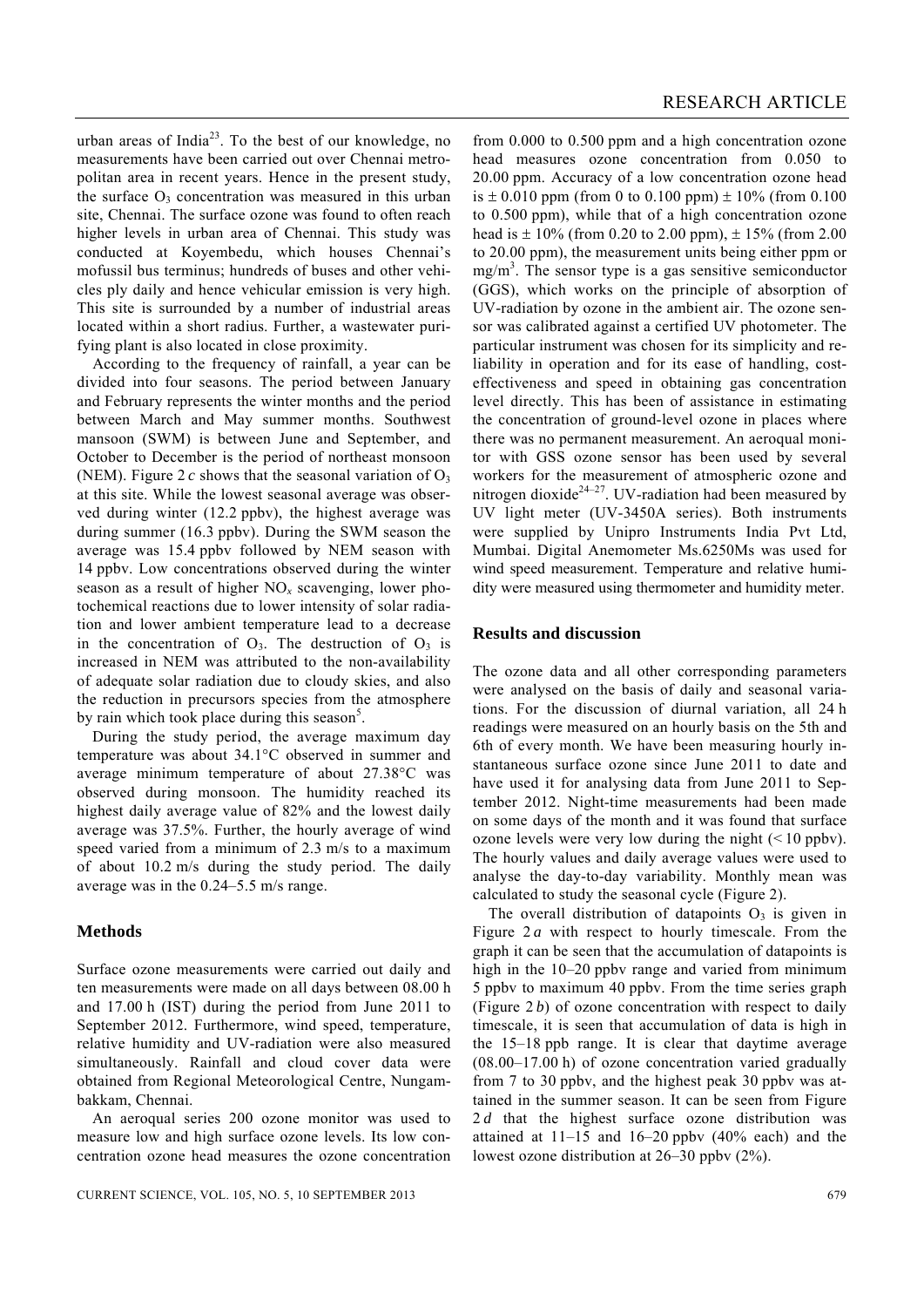urban areas of India[23]. To the best of our knowledge, no measurements have been carried out over Chennai metropolitan area in recent years. Hence in the present study, the surface $O_3$ concentration was measured in this urban site, Chennai. The surface ozone was found to often reach higher levels in urban area of Chennai. This study was conducted at Koyembedu, which houses Chennai's mofussil bus terminus; hundreds of buses and other vehicles ply daily and hence vehicular emission is very high. This site is surrounded by a number of industrial areas located within a short radius. Further, a wastewater purifying plant is also located in close proximity.

According to the frequency of rainfall, a year can be divided into four seasons. The period between January and February represents the winter months and the period between March and May summer months. Southwest mansoon (SWM) is between June and September, and October to December is the period of northeast monsoon (NEM). Figure 2 *c* shows that the seasonal variation of $O_3$ at this site. While the lowest seasonal average was observed during winter (12.2 ppbv), the highest average was during summer (16.3 ppbv). During the SWM season the average was 15.4 ppbv followed by NEM season with 14 ppbv. Low concentrations observed during the winter season as a result of higher $NO_x$ scavenging, lower photochemical reactions due to lower intensity of solar radiation and lower ambient temperature lead to a decrease in the concentration of $O_3$. The destruction of $O_3$ is increased in NEM was attributed to the non-availability of adequate solar radiation due to cloudy skies, and also the reduction in precursors species from the atmosphere by rain which took place during this season[5].

During the study period, the average maximum day temperature was about 34.1°C observed in summer and average minimum temperature of about 27.38°C was observed during monsoon. The humidity reached its highest daily average value of 82% and the lowest daily average was 37.5%. Further, the hourly average of wind speed varied from a minimum of 2.3 m/s to a maximum of about 10.2 m/s during the study period. The daily average was in the 0.24–5.5 m/s range.

## Methods

Surface ozone measurements were carried out daily and ten measurements were made on all days between 08.00 h and 17.00 h (IST) during the period from June 2011 to September 2012. Furthermore, wind speed, temperature, relative humidity and UV-radiation were also measured simultaneously. Rainfall and cloud cover data were obtained from Regional Meteorological Centre, Nungambakkam, Chennai.

An aeroqual series 200 ozone monitor was used to measure low and high surface ozone levels. Its low concentration ozone head measures the ozone concentration from 0.000 to 0.500 ppm and a high concentration ozone head measures ozone concentration from 0.050 to 20.00 ppm. Accuracy of a low concentration ozone head is ± 0.010 ppm (from 0 to 0.100 ppm) ± 10% (from 0.100 to 0.500 ppm), while that of a high concentration ozone head is ± 10% (from 0.20 to 2.00 ppm), ± 15% (from 2.00 to 20.00 ppm), the measurement units being either ppm or $mg/m^3$. The sensor type is a gas sensitive semiconductor (GGS), which works on the principle of absorption of UV-radiation by ozone in the ambient air. The ozone sensor was calibrated against a certified UV photometer. The particular instrument was chosen for its simplicity and reliability in operation and for its ease of handling, cost-effectiveness and speed in obtaining gas concentration level directly. This has been of assistance in estimating the concentration of ground-level ozone in places where there was no permanent measurement. An aeroqual monitor with GSS ozone sensor has been used by several workers for the measurement of atmospheric ozone and nitrogen dioxide[24–27]. UV-radiation had been measured by UV light meter (UV-3450A series). Both instruments were supplied by Unipro Instruments India Pvt Ltd, Mumbai. Digital Anemometer Ms.6250Ms was used for wind speed measurement. Temperature and relative humidity were measured using thermometer and humidity meter.

## Results and discussion

The ozone data and all other corresponding parameters were analysed on the basis of daily and seasonal variations. For the discussion of diurnal variation, all 24 h readings were measured on an hourly basis on the 5th and 6th of every month. We have been measuring hourly instantaneous surface ozone since June 2011 to date and have used it for analysing data from June 2011 to September 2012. Night-time measurements had been made on some days of the month and it was found that surface ozone levels were very low during the night (< 10 ppbv). The hourly values and daily average values were used to analyse the day-to-day variability. Monthly mean was calculated to study the seasonal cycle (Figure 2).

The overall distribution of datapoints $O_3$ is given in Figure 2 *a* with respect to hourly timescale. From the graph it can be seen that the accumulation of datapoints is high in the 10–20 ppbv range and varied from minimum 5 ppbv to maximum 40 ppbv. From the time series graph (Figure 2 *b*) of ozone concentration with respect to daily timescale, it is seen that accumulation of data is high in the 15–18 ppb range. It is clear that daytime average (08.00–17.00 h) of ozone concentration varied gradually from 7 to 30 ppbv, and the highest peak 30 ppbv was attained in the summer season. It can be seen from Figure 2 *d* that the highest surface ozone distribution was attained at 11–15 and 16–20 ppbv (40% each) and the lowest ozone distribution at 26–30 ppbv (2%).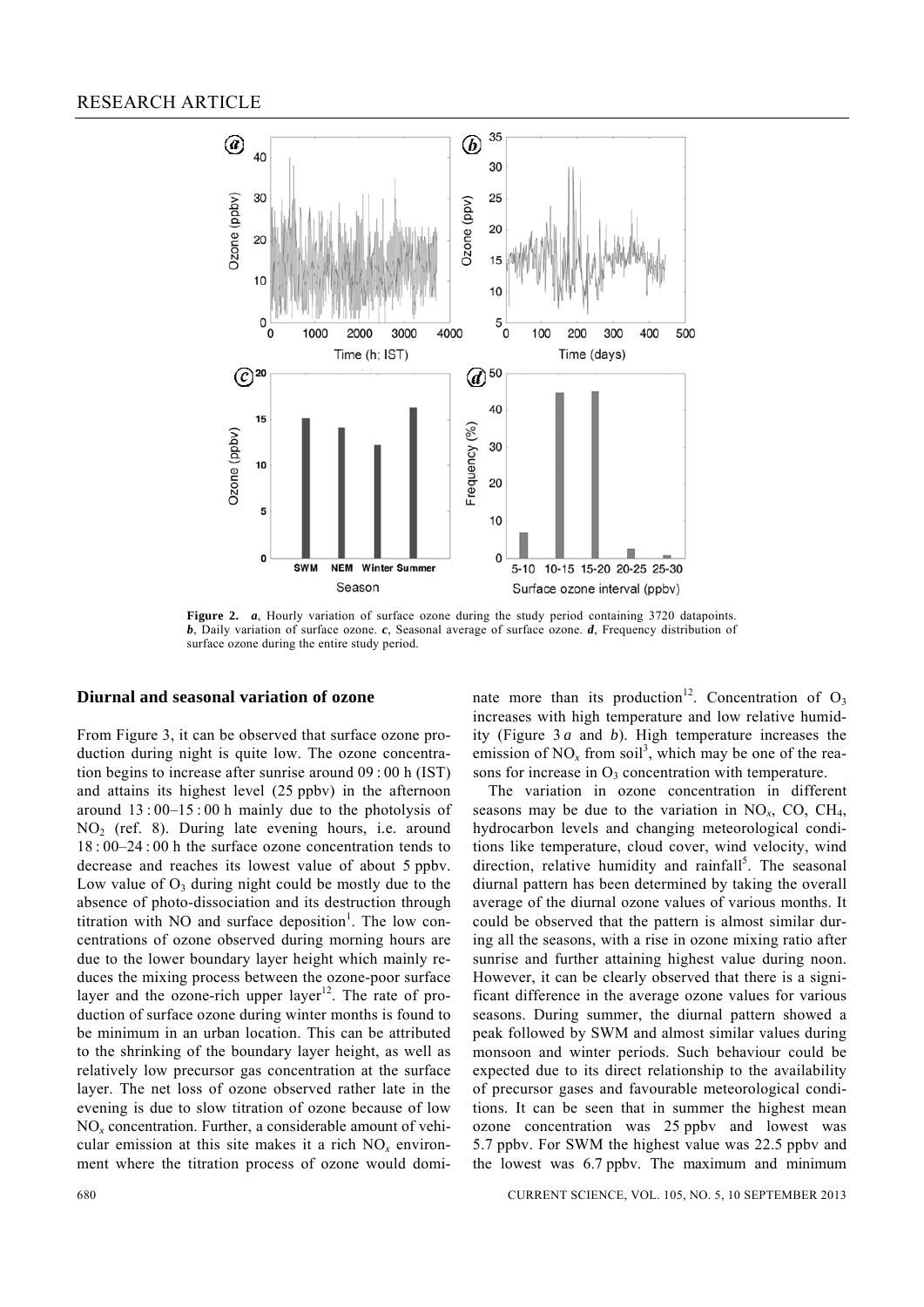**Figure 2.** *a*, Hourly variation of surface ozone during the study period containing 3720 datapoints. *b*, Daily variation of surface ozone. *c*, Seasonal average of surface ozone. *d*, Frequency distribution of surface ozone during the entire study period.

## Diurnal and seasonal variation of ozone

From Figure 3, it can be observed that surface ozone production during night is quite low. The ozone concentration begins to increase after sunrise around 09 : 00 h (IST) and attains its highest level (25 ppbv) in the afternoon around 13 : 00–15 : 00 h mainly due to the photolysis of $NO_2$ (ref. 8). During late evening hours, i.e. around 18 : 00–24 : 00 h the surface ozone concentration tends to decrease and reaches its lowest value of about 5 ppbv. Low value of $O_3$ during night could be mostly due to the absence of photo-dissociation and its destruction through titration with NO and surface deposition[1]. The low concentrations of ozone observed during morning hours are due to the lower boundary layer height which mainly reduces the mixing process between the ozone-poor surface layer and the ozone-rich upper layer[12]. The rate of production of surface ozone during winter months is found to be minimum in an urban location. This can be attributed to the shrinking of the boundary layer height, as well as relatively low precursor gas concentration at the surface layer. The net loss of ozone observed rather late in the evening is due to slow titration of ozone because of low $NO_x$ concentration. Further, a considerable amount of vehicular emission at this site makes it a rich $NO_x$ environment where the titration process of ozone would dominate more than its production[12]. Concentration of $O_3$ increases with high temperature and low relative humidity (Figure 3 *a* and *b*). High temperature increases the emission of $NO_x$ from soil[3], which may be one of the reasons for increase in $O_3$ concentration with temperature.

The variation in ozone concentration in different seasons may be due to the variation in $NO_x$, CO, $CH_4$, hydrocarbon levels and changing meteorological conditions like temperature, cloud cover, wind velocity, wind direction, relative humidity and rainfall[5]. The seasonal diurnal pattern has been determined by taking the overall average of the diurnal ozone values of various months. It could be observed that the pattern is almost similar during all the seasons, with a rise in ozone mixing ratio after sunrise and further attaining highest value during noon. However, it can be clearly observed that there is a significant difference in the average ozone values for various seasons. During summer, the diurnal pattern showed a peak followed by SWM and almost similar values during monsoon and winter periods. Such behaviour could be expected due to its direct relationship to the availability of precursor gases and favourable meteorological conditions. It can be seen that in summer the highest mean ozone concentration was 25 ppbv and lowest was 5.7 ppbv. For SWM the highest value was 22.5 ppbv and the lowest was 6.7 ppbv. The maximum and minimum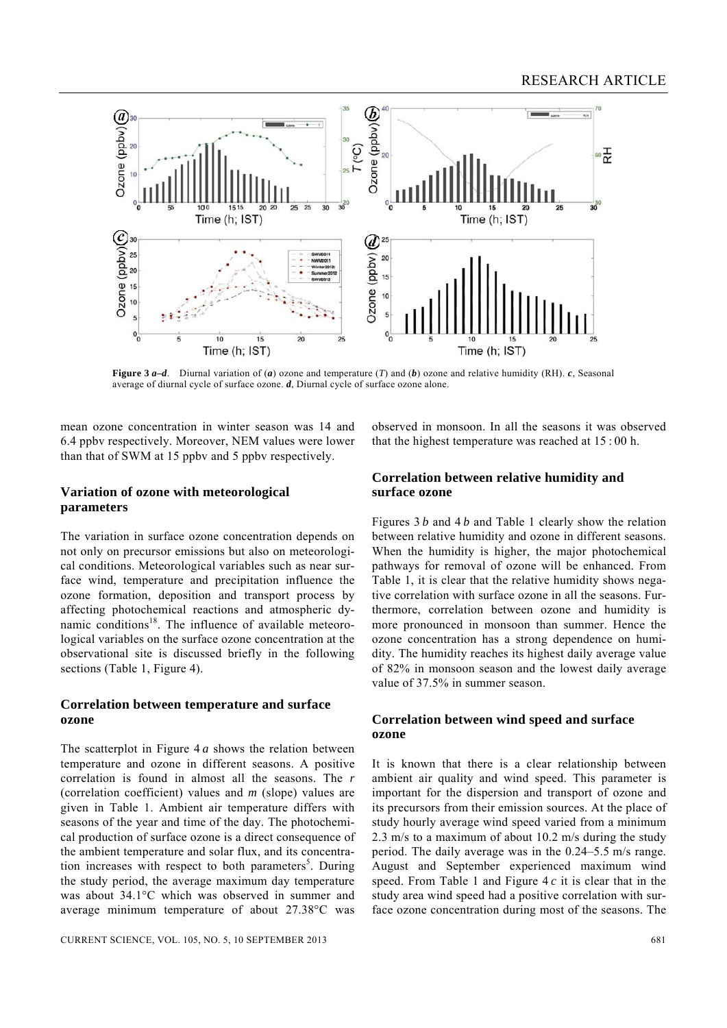**Figure 3 *a–d*.** Diurnal variation of (***a***) ozone and temperature (*T*) and (***b***) ozone and relative humidity (RH). ***c***, Seasonal average of diurnal cycle of surface ozone. ***d***, Diurnal cycle of surface ozone alone.

mean ozone concentration in winter season was 14 and 6.4 ppbv respectively. Moreover, NEM values were lower than that of SWM at 15 ppbv and 5 ppbv respectively.

### Variation of ozone with meteorological parameters

The variation in surface ozone concentration depends on not only on precursor emissions but also on meteorological conditions. Meteorological variables such as near surface wind, temperature and precipitation influence the ozone formation, deposition and transport process by affecting photochemical reactions and atmospheric dynamic conditions[18]. The influence of available meteorological variables on the surface ozone concentration at the observational site is discussed briefly in the following sections (Table 1, Figure 4).

### Correlation between temperature and surface ozone

The scatterplot in Figure 4 *a* shows the relation between temperature and ozone in different seasons. A positive correlation is found in almost all the seasons. The *r* (correlation coefficient) values and *m* (slope) values are given in Table 1. Ambient air temperature differs with seasons of the year and time of the day. The photochemical production of surface ozone is a direct consequence of the ambient temperature and solar flux, and its concentration increases with respect to both parameters[5]. During the study period, the average maximum day temperature was about 34.1°C which was observed in summer and average minimum temperature of about 27.38°C was observed in monsoon. In all the seasons it was observed that the highest temperature was reached at 15 : 00 h.

### Correlation between relative humidity and surface ozone

Figures 3 *b* and 4 *b* and Table 1 clearly show the relation between relative humidity and ozone in different seasons. When the humidity is higher, the major photochemical pathways for removal of ozone will be enhanced. From Table 1, it is clear that the relative humidity shows negative correlation with surface ozone in all the seasons. Furthermore, correlation between ozone and humidity is more pronounced in monsoon than summer. Hence the ozone concentration has a strong dependence on humidity. The humidity reaches its highest daily average value of 82% in monsoon season and the lowest daily average value of 37.5% in summer season.

### Correlation between wind speed and surface ozone

It is known that there is a clear relationship between ambient air quality and wind speed. This parameter is important for the dispersion and transport of ozone and its precursors from their emission sources. At the place of study hourly average wind speed varied from a minimum 2.3 m/s to a maximum of about 10.2 m/s during the study period. The daily average was in the 0.24–5.5 m/s range. August and September experienced maximum wind speed. From Table 1 and Figure 4 *c* it is clear that in the study area wind speed had a positive correlation with surface ozone concentration during most of the seasons. The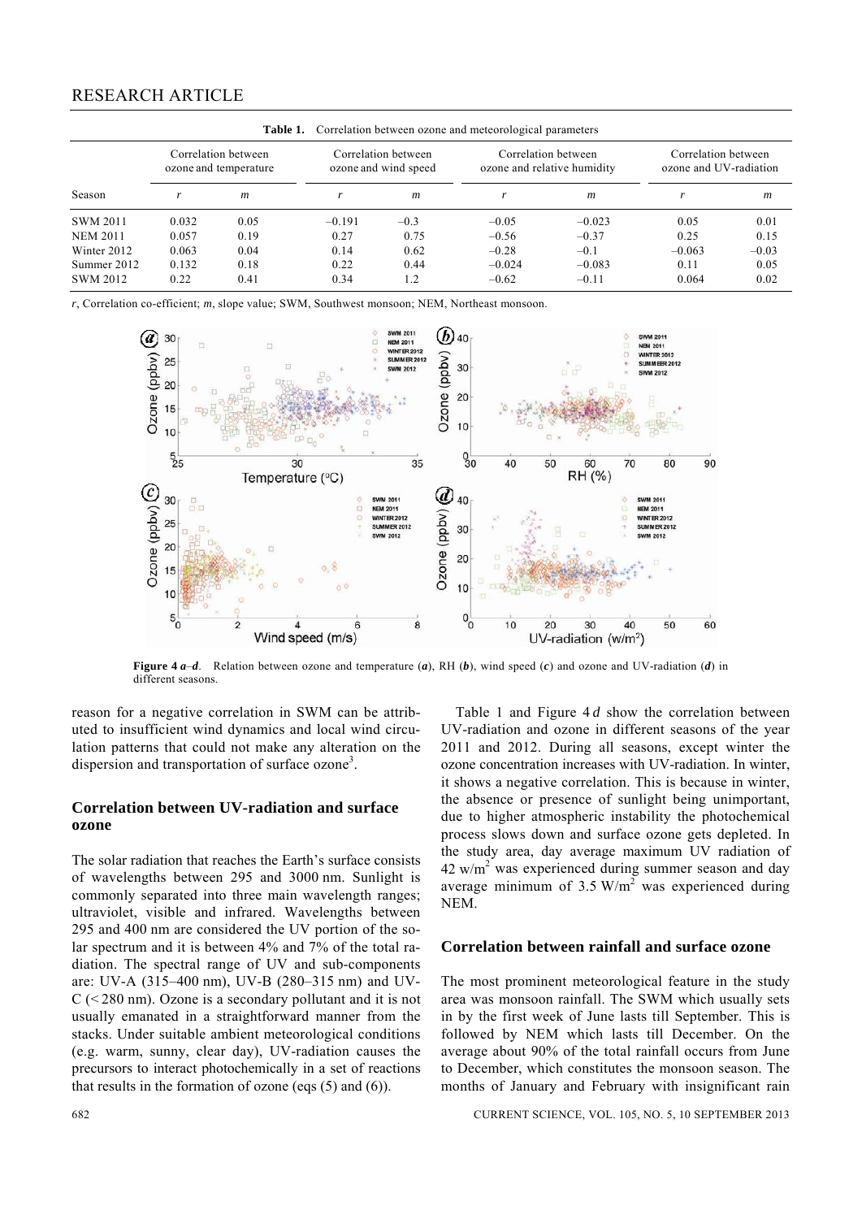**Table 1.** Correlation between ozone and meteorological parameters

| Season | Correlation between ozone and temperature | | Correlation between ozone and wind speed | | Correlation between ozone and relative humidity | | Correlation between ozone and UV-radiation | |
|---|---|---|---|---|---|---|---|---|
| | *r* | *m* | *r* | *m* | *r* | *m* | *r* | *m* |
| SWM 2011 | 0.032 | 0.05 | −0.191 | −0.3 | −0.05 | −0.023 | 0.05 | 0.01 |
| NEM 2011 | 0.057 | 0.19 | 0.27 | 0.75 | −0.56 | −0.37 | 0.25 | 0.15 |
| Winter 2012 | 0.063 | 0.04 | 0.14 | 0.62 | −0.28 | −0.1 | −0.063 | −0.03 |
| Summer 2012 | 0.132 | 0.18 | 0.22 | 0.44 | −0.024 | −0.083 | 0.11 | 0.05 |
| SWM 2012 | 0.22 | 0.41 | 0.34 | 1.2 | −0.62 | −0.11 | 0.064 | 0.02 |

*r*, Correlation co-efficient; *m*, slope value; SWM, Southwest monsoon; NEM, Northeast monsoon.

**Figure 4** ***a*–*d***. Relation between ozone and temperature (***a***), RH (***b***), wind speed (***c***) and ozone and UV-radiation (***d***) in different seasons.

reason for a negative correlation in SWM can be attributed to insufficient wind dynamics and local wind circulation patterns that could not make any alteration on the dispersion and transportation of surface ozone[3].

## Correlation between UV-radiation and surface ozone

The solar radiation that reaches the Earth's surface consists of wavelengths between 295 and 3000 nm. Sunlight is commonly separated into three main wavelength ranges; ultraviolet, visible and infrared. Wavelengths between 295 and 400 nm are considered the UV portion of the solar spectrum and it is between 4% and 7% of the total radiation. The spectral range of UV and sub-components are: UV-A (315–400 nm), UV-B (280–315 nm) and UV-C (< 280 nm). Ozone is a secondary pollutant and it is not usually emanated in a straightforward manner from the stacks. Under suitable ambient meteorological conditions (e.g. warm, sunny, clear day), UV-radiation causes the precursors to interact photochemically in a set of reactions that results in the formation of ozone (eqs (5) and (6)).

Table 1 and Figure 4 *d* show the correlation between UV-radiation and ozone in different seasons of the year 2011 and 2012. During all seasons, except winter the ozone concentration increases with UV-radiation. In winter, it shows a negative correlation. This is because in winter, the absence or presence of sunlight being unimportant, due to higher atmospheric instability the photochemical process slows down and surface ozone gets depleted. In the study area, day average maximum UV radiation of 42 $w/m^2$ was experienced during summer season and day average minimum of 3.5 $W/m^2$ was experienced during NEM.

## Correlation between rainfall and surface ozone

The most prominent meteorological feature in the study area was monsoon rainfall. The SWM which usually sets in by the first week of June lasts till September. This is followed by NEM which lasts till December. On the average about 90% of the total rainfall occurs from June to December, which constitutes the monsoon season. The months of January and February with insignificant rain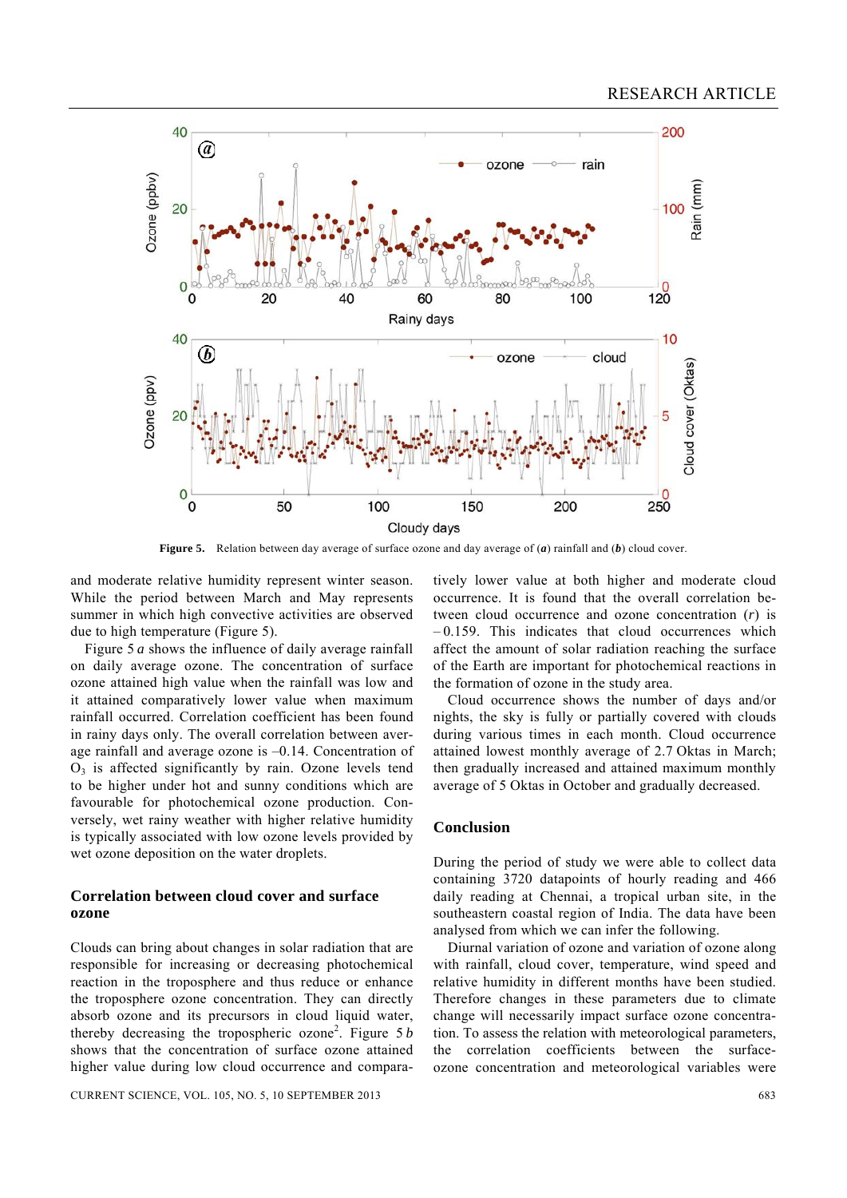Figure 5. Relation between day average of surface ozone and day average of (***a***) rainfall and (***b***) cloud cover.

and moderate relative humidity represent winter season. While the period between March and May represents summer in which high convective activities are observed due to high temperature (Figure 5).

Figure 5 *a* shows the influence of daily average rainfall on daily average ozone. The concentration of surface ozone attained high value when the rainfall was low and it attained comparatively lower value when maximum rainfall occurred. Correlation coefficient has been found in rainy days only. The overall correlation between average rainfall and average ozone is –0.14. Concentration of $O_3$ is affected significantly by rain. Ozone levels tend to be higher under hot and sunny conditions which are favourable for photochemical ozone production. Conversely, wet rainy weather with higher relative humidity is typically associated with low ozone levels provided by wet ozone deposition on the water droplets.

## Correlation between cloud cover and surface ozone

Clouds can bring about changes in solar radiation that are responsible for increasing or decreasing photochemical reaction in the troposphere and thus reduce or enhance the troposphere ozone concentration. They can directly absorb ozone and its precursors in cloud liquid water, thereby decreasing the tropospheric ozone[2]. Figure 5 *b* shows that the concentration of surface ozone attained higher value during low cloud occurrence and comparatively lower value at both higher and moderate cloud occurrence. It is found that the overall correlation between cloud occurrence and ozone concentration ($r$) is – 0.159. This indicates that cloud occurrences which affect the amount of solar radiation reaching the surface of the Earth are important for photochemical reactions in the formation of ozone in the study area.

Cloud occurrence shows the number of days and/or nights, the sky is fully or partially covered with clouds during various times in each month. Cloud occurrence attained lowest monthly average of 2.7 Oktas in March; then gradually increased and attained maximum monthly average of 5 Oktas in October and gradually decreased.

## Conclusion

During the period of study we were able to collect data containing 3720 datapoints of hourly reading and 466 daily reading at Chennai, a tropical urban site, in the southeastern coastal region of India. The data have been analysed from which we can infer the following.

Diurnal variation of ozone and variation of ozone along with rainfall, cloud cover, temperature, wind speed and relative humidity in different months have been studied. Therefore changes in these parameters due to climate change will necessarily impact surface ozone concentration. To assess the relation with meteorological parameters, the correlation coefficients between the surface-ozone concentration and meteorological variables were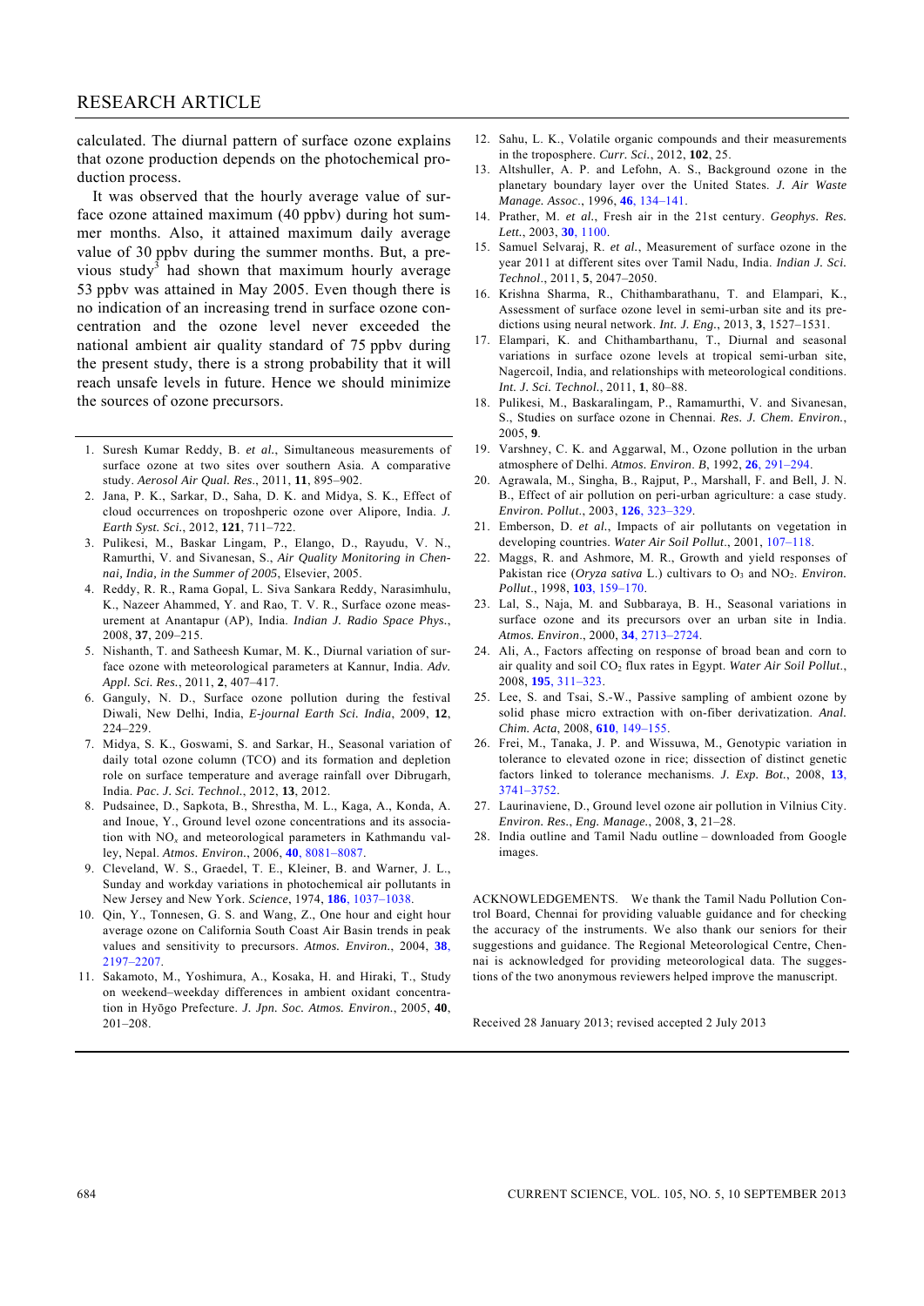calculated. The diurnal pattern of surface ozone explains that ozone production depends on the photochemical production process.

It was observed that the hourly average value of surface ozone attained maximum (40 ppbv) during hot summer months. Also, it attained maximum daily average value of 30 ppbv during the summer months. But, a previous study[3] had shown that maximum hourly average 53 ppbv was attained in May 2005. Even though there is no indication of an increasing trend in surface ozone concentration and the ozone level never exceeded the national ambient air quality standard of 75 ppbv during the present study, there is a strong probability that it will reach unsafe levels in future. Hence we should minimize the sources of ozone precursors.

1. Suresh Kumar Reddy, B. *et al.*, Simultaneous measurements of surface ozone at two sites over southern Asia. A comparative study. *Aerosol Air Qual. Res.*, 2011, **11**, 895–902.
2. Jana, P. K., Sarkar, D., Saha, D. K. and Midya, S. K., Effect of cloud occurrences on troposhperic ozone over Alipore, India. *J. Earth Syst. Sci.*, 2012, **121**, 711–722.
3. Pulikesi, M., Baskar Lingam, P., Elango, D., Rayudu, V. N., Ramurthi, V. and Sivanesan, S., *Air Quality Monitoring in Chennai, India, in the Summer of 2005*, Elsevier, 2005.
4. Reddy, R. R., Rama Gopal, L. Siva Sankara Reddy, Narasimhulu, K., Nazeer Ahammed, Y. and Rao, T. V. R., Surface ozone measurement at Anantapur (AP), India. *Indian J. Radio Space Phys.*, 2008, **37**, 209–215.
5. Nishanth, T. and Satheesh Kumar, M. K., Diurnal variation of surface ozone with meteorological parameters at Kannur, India. *Adv. Appl. Sci. Res.*, 2011, **2**, 407–417.
6. Ganguly, N. D., Surface ozone pollution during the festival Diwali, New Delhi, India, *E-journal Earth Sci. India*, 2009, **12**, 224–229.
7. Midya, S. K., Goswami, S. and Sarkar, H., Seasonal variation of daily total ozone column (TCO) and its formation and depletion role on surface temperature and average rainfall over Dibrugarh, India. *Pac. J. Sci. Technol.*, 2012, **13**, 2012.
8. Pudsainee, D., Sapkota, B., Shrestha, M. L., Kaga, A., Konda, A. and Inoue, Y., Ground level ozone concentrations and its association with $NO_x$ and meteorological parameters in Kathmandu valley, Nepal. *Atmos. Environ.*, 2006, **40**, 8081–8087.
9. Cleveland, W. S., Graedel, T. E., Kleiner, B. and Warner, J. L., Sunday and workday variations in photochemical air pollutants in New Jersey and New York. *Science*, 1974, **186**, 1037–1038.
10. Qin, Y., Tonnesen, G. S. and Wang, Z., One hour and eight hour average ozone on California South Coast Air Basin trends in peak values and sensitivity to precursors. *Atmos. Environ.*, 2004, **38**, 2197–2207.
11. Sakamoto, M., Yoshimura, A., Kosaka, H. and Hiraki, T., Study on weekend–weekday differences in ambient oxidant concentration in Hyōgo Prefecture. *J. Jpn. Soc. Atmos. Environ.*, 2005, **40**, 201–208.
12. Sahu, L. K., Volatile organic compounds and their measurements in the troposphere. *Curr. Sci.*, 2012, **102**, 25.
13. Altshuller, A. P. and Lefohn, A. S., Background ozone in the planetary boundary layer over the United States. *J. Air Waste Manage. Assoc.*, 1996, **46**, 134–141.
14. Prather, M. *et al.*, Fresh air in the 21st century. *Geophys. Res. Lett.*, 2003, **30**, 1100.
15. Samuel Selvaraj, R. *et al.*, Measurement of surface ozone in the year 2011 at different sites over Tamil Nadu, India. *Indian J. Sci. Technol.*, 2011, **5**, 2047–2050.
16. Krishna Sharma, R., Chithambarathanu, T. and Elampari, K., Assessment of surface ozone level in semi-urban site and its predictions using neural network. *Int. J. Eng.*, 2013, **3**, 1527–1531.
17. Elampari, K. and Chithambarthanu, T., Diurnal and seasonal variations in surface ozone levels at tropical semi-urban site, Nagercoil, India, and relationships with meteorological conditions. *Int. J. Sci. Technol.*, 2011, **1**, 80–88.
18. Pulikesi, M., Baskaralingam, P., Ramamurthi, V. and Sivanesan, S., Studies on surface ozone in Chennai. *Res. J. Chem. Environ.*, 2005, **9**.
19. Varshney, C. K. and Aggarwal, M., Ozone pollution in the urban atmosphere of Delhi. *Atmos. Environ. B*, 1992, **26**, 291–294.
20. Agrawala, M., Singha, B., Rajput, P., Marshall, F. and Bell, J. N. B., Effect of air pollution on peri-urban agriculture: a case study. *Environ. Pollut.*, 2003, **126**, 323–329.
21. Emberson, D. *et al.*, Impacts of air pollutants on vegetation in developing countries. *Water Air Soil Pollut.*, 2001, 107–118.
22. Maggs, R. and Ashmore, M. R., Growth and yield responses of Pakistan rice (*Oryza sativa* L.) cultivars to $O_3$ and $NO_2$. *Environ. Pollut.*, 1998, **103**, 159–170.
23. Lal, S., Naja, M. and Subbaraya, B. H., Seasonal variations in surface ozone and its precursors over an urban site in India. *Atmos. Environ.*, 2000, **34**, 2713–2724.
24. Ali, A., Factors affecting on response of broad bean and corn to air quality and soil $CO_2$ flux rates in Egypt. *Water Air Soil Pollut.*, 2008, **195**, 311–323.
25. Lee, S. and Tsai, S.-W., Passive sampling of ambient ozone by solid phase micro extraction with on-fiber derivatization. *Anal. Chim. Acta*, 2008, **610**, 149–155.
26. Frei, M., Tanaka, J. P. and Wissuwa, M., Genotypic variation in tolerance to elevated ozone in rice; dissection of distinct genetic factors linked to tolerance mechanisms. *J. Exp. Bot.*, 2008, **13**, 3741–3752.
27. Laurinaviene, D., Ground level ozone air pollution in Vilnius City. *Environ. Res., Eng. Manage.*, 2008, **3**, 21–28.
28. India outline and Tamil Nadu outline – downloaded from Google images.

ACKNOWLEDGEMENTS. We thank the Tamil Nadu Pollution Control Board, Chennai for providing valuable guidance and for checking the accuracy of the instruments. We also thank our seniors for their suggestions and guidance. The Regional Meteorological Centre, Chennai is acknowledged for providing meteorological data. The suggestions of the two anonymous reviewers helped improve the manuscript.

Received 28 January 2013; revised accepted 2 July 2013